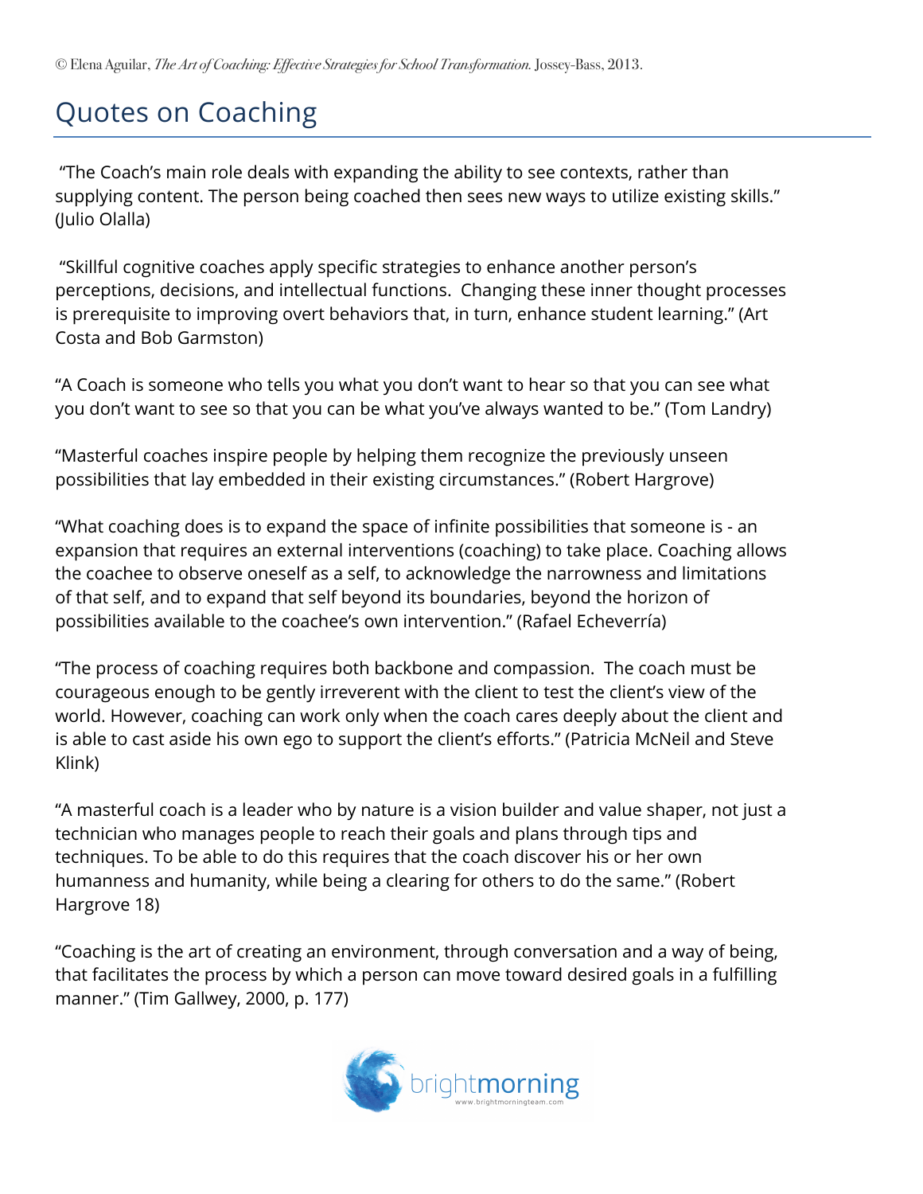© Elena Aguilar, *The Art of Coaching: Effective Strategies for School Transformation.* Jossey-Bass, 2013.

# Quotes on Coaching

"The Coach's main role deals with expanding the ability to see contexts, rather than supplying content. The person being coached then sees new ways to utilize existing skills." (Julio Olalla)

"Skillful cognitive coaches apply specific strategies to enhance another person's perceptions, decisions, and intellectual functions. Changing these inner thought processes is prerequisite to improving overt behaviors that, in turn, enhance student learning." (Art Costa and Bob Garmston)

"A Coach is someone who tells you what you don't want to hear so that you can see what you don't want to see so that you can be what you've always wanted to be." (Tom Landry)

"Masterful coaches inspire people by helping them recognize the previously unseen possibilities that lay embedded in their existing circumstances." (Robert Hargrove)

"What coaching does is to expand the space of infinite possibilities that someone is - an expansion that requires an external interventions (coaching) to take place. Coaching allows the coachee to observe oneself as a self, to acknowledge the narrowness and limitations of that self, and to expand that self beyond its boundaries, beyond the horizon of possibilities available to the coachee's own intervention." (Rafael Echeverría)

"The process of coaching requires both backbone and compassion. The coach must be courageous enough to be gently irreverent with the client to test the client's view of the world. However, coaching can work only when the coach cares deeply about the client and is able to cast aside his own ego to support the client's efforts." (Patricia McNeil and Steve Klink)

"A masterful coach is a leader who by nature is a vision builder and value shaper, not just a technician who manages people to reach their goals and plans through tips and techniques. To be able to do this requires that the coach discover his or her own humanness and humanity, while being a clearing for others to do the same." (Robert Hargrove 18)

"Coaching is the art of creating an environment, through conversation and a way of being, that facilitates the process by which a person can move toward desired goals in a fulfilling manner." (Tim Gallwey, 2000, p. 177)

brightmorning
www.brightmorningteam.com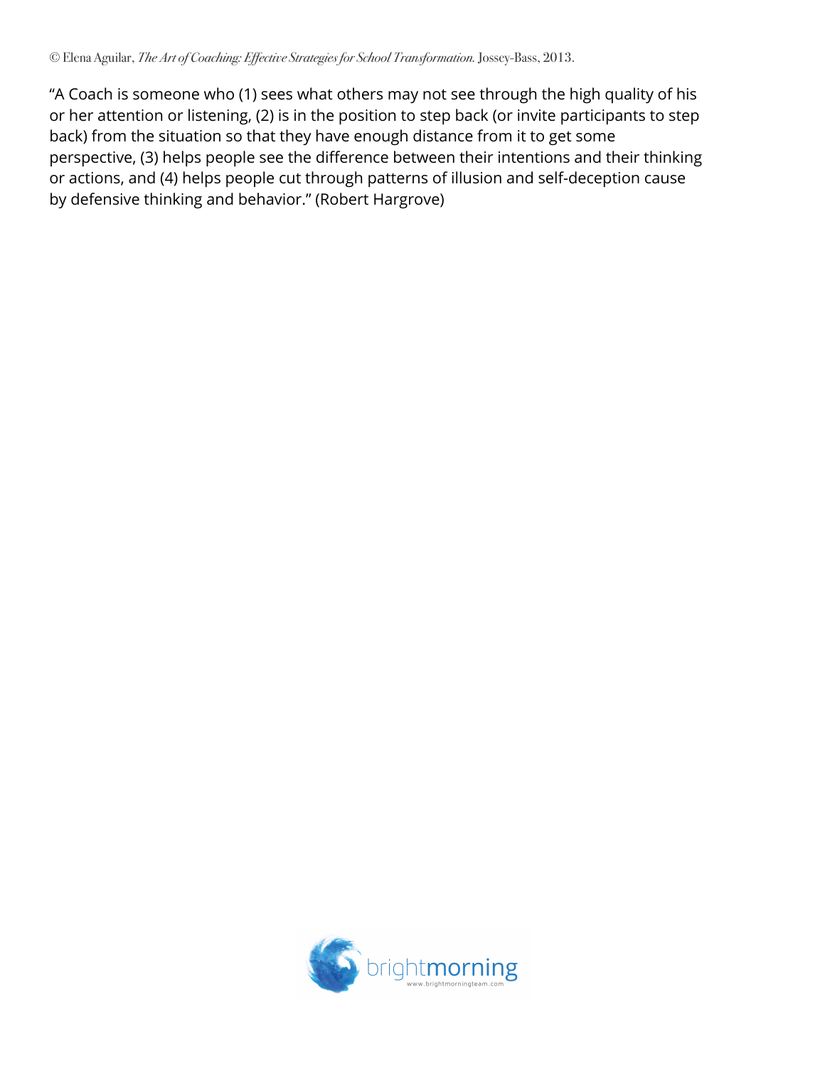“A Coach is someone who (1) sees what others may not see through the high quality of his or her attention or listening, (2) is in the position to step back (or invite participants to step back) from the situation so that they have enough distance from it to get some perspective, (3) helps people see the difference between their intentions and their thinking or actions, and (4) helps people cut through patterns of illusion and self-deception cause by defensive thinking and behavior.” (Robert Hargrove)